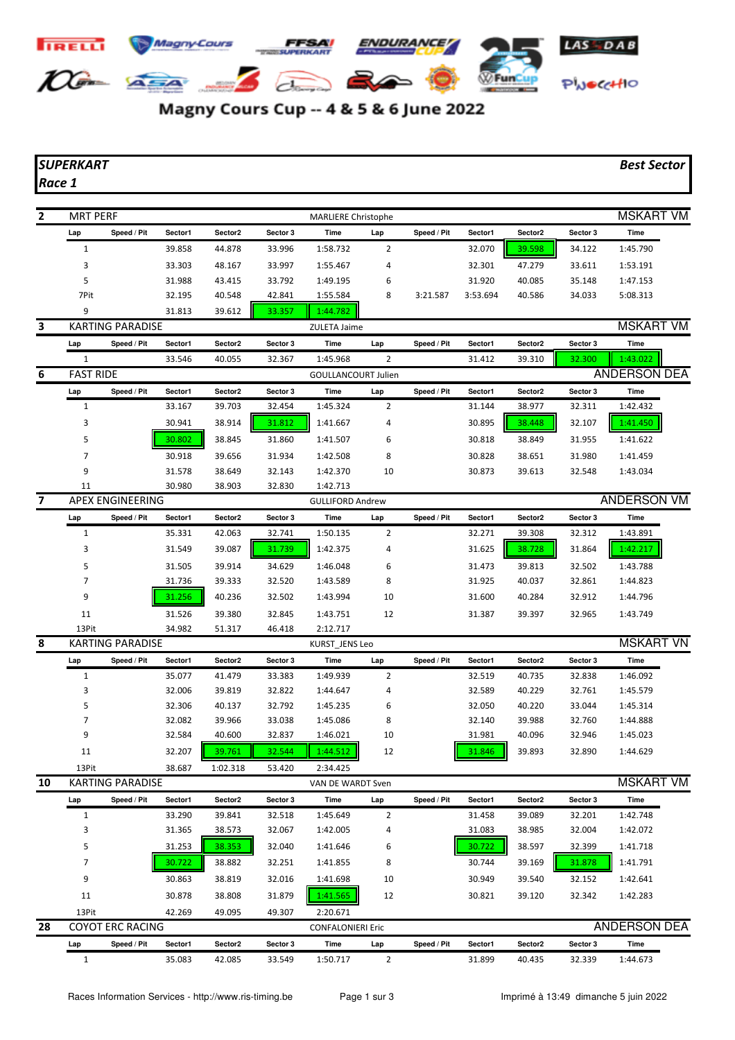# Magny Cours Cup -- 4 & 5 & 6 June 2022

## *SUPERKART* — *Race 1* — *Best Sector*

### 2 — MRT PERF — MARLIERE Christophe — MSKART VM

| Lap | Speed / Pit | Sector1 | Sector2 | Sector 3 | Time | Lap | Speed / Pit | Sector1 | Sector2 | Sector 3 | Time |
|---|---|---|---|---|---|---|---|---|---|---|---|
| 1 | | 39.858 | 44.878 | 33.996 | 1:58.732 | 2 | | 32.070 | 39.598 | 34.122 | 1:45.790 |
| 3 | | 33.303 | 48.167 | 33.997 | 1:55.467 | 4 | | 32.301 | 47.279 | 33.611 | 1:53.191 |
| 5 | | 31.988 | 43.415 | 33.792 | 1:49.195 | 6 | | 31.920 | 40.085 | 35.148 | 1:47.153 |
| 7Pit | | 32.195 | 40.548 | 42.841 | 1:55.584 | 8 | 3:21.587 | 3:53.694 | 40.586 | 34.033 | 5:08.313 |
| 9 | | 31.813 | 39.612 | 33.357 | 1:44.782 | | | | | | |

### 3 — KARTING PARADISE — ZULETA Jaime — MSKART VM

| Lap | Speed / Pit | Sector1 | Sector2 | Sector 3 | Time | Lap | Speed / Pit | Sector1 | Sector2 | Sector 3 | Time |
|---|---|---|---|---|---|---|---|---|---|---|---|
| 1 | | 33.546 | 40.055 | 32.367 | 1:45.968 | 2 | | 31.412 | 39.310 | 32.300 | 1:43.022 |

### 6 — FAST RIDE — GOULLANCOURT Julien — ANDERSON DEA

| Lap | Speed / Pit | Sector1 | Sector2 | Sector 3 | Time | Lap | Speed / Pit | Sector1 | Sector2 | Sector 3 | Time |
|---|---|---|---|---|---|---|---|---|---|---|---|
| 1 | | 33.167 | 39.703 | 32.454 | 1:45.324 | 2 | | 31.144 | 38.977 | 32.311 | 1:42.432 |
| 3 | | 30.941 | 38.914 | 31.812 | 1:41.667 | 4 | | 30.895 | 38.448 | 32.107 | 1:41.450 |
| 5 | | 30.802 | 38.845 | 31.860 | 1:41.507 | 6 | | 30.818 | 38.849 | 31.955 | 1:41.622 |
| 7 | | 30.918 | 39.656 | 31.934 | 1:42.508 | 8 | | 30.828 | 38.651 | 31.980 | 1:41.459 |
| 9 | | 31.578 | 38.649 | 32.143 | 1:42.370 | 10 | | 30.873 | 39.613 | 32.548 | 1:43.034 |
| 11 | | 30.980 | 38.903 | 32.830 | 1:42.713 | | | | | | |

### 7 — APEX ENGINEERING — GULLIFORD Andrew — ANDERSON VM

| Lap | Speed / Pit | Sector1 | Sector2 | Sector 3 | Time | Lap | Speed / Pit | Sector1 | Sector2 | Sector 3 | Time |
|---|---|---|---|---|---|---|---|---|---|---|---|
| 1 | | 35.331 | 42.063 | 32.741 | 1:50.135 | 2 | | 32.271 | 39.308 | 32.312 | 1:43.891 |
| 3 | | 31.549 | 39.087 | 31.739 | 1:42.375 | 4 | | 31.625 | 38.728 | 31.864 | 1:42.217 |
| 5 | | 31.505 | 39.914 | 34.629 | 1:46.048 | 6 | | 31.473 | 39.813 | 32.502 | 1:43.788 |
| 7 | | 31.736 | 39.333 | 32.520 | 1:43.589 | 8 | | 31.925 | 40.037 | 32.861 | 1:44.823 |
| 9 | | 31.256 | 40.236 | 32.502 | 1:43.994 | 10 | | 31.600 | 40.284 | 32.912 | 1:44.796 |
| 11 | | 31.526 | 39.380 | 32.845 | 1:43.751 | 12 | | 31.387 | 39.397 | 32.965 | 1:43.749 |
| 13Pit | | 34.982 | 51.317 | 46.418 | 2:12.717 | | | | | | |

### 8 — KARTING PARADISE — KURST_JENS Leo — MSKART VN

| Lap | Speed / Pit | Sector1 | Sector2 | Sector 3 | Time | Lap | Speed / Pit | Sector1 | Sector2 | Sector 3 | Time |
|---|---|---|---|---|---|---|---|---|---|---|---|
| 1 | | 35.077 | 41.479 | 33.383 | 1:49.939 | 2 | | 32.519 | 40.735 | 32.838 | 1:46.092 |
| 3 | | 32.006 | 39.819 | 32.822 | 1:44.647 | 4 | | 32.589 | 40.229 | 32.761 | 1:45.579 |
| 5 | | 32.306 | 40.137 | 32.792 | 1:45.235 | 6 | | 32.050 | 40.220 | 33.044 | 1:45.314 |
| 7 | | 32.082 | 39.966 | 33.038 | 1:45.086 | 8 | | 32.140 | 39.988 | 32.760 | 1:44.888 |
| 9 | | 32.584 | 40.600 | 32.837 | 1:46.021 | 10 | | 31.981 | 40.096 | 32.946 | 1:45.023 |
| 11 | | 32.207 | 39.761 | 32.544 | 1:44.512 | 12 | | 31.846 | 39.893 | 32.890 | 1:44.629 |
| 13Pit | | 38.687 | 1:02.318 | 53.420 | 2:34.425 | | | | | | |

### 10 — KARTING PARADISE — VAN DE WARDT Sven — MSKART VM

| Lap | Speed / Pit | Sector1 | Sector2 | Sector 3 | Time | Lap | Speed / Pit | Sector1 | Sector2 | Sector 3 | Time |
|---|---|---|---|---|---|---|---|---|---|---|---|
| 1 | | 33.290 | 39.841 | 32.518 | 1:45.649 | 2 | | 31.458 | 39.089 | 32.201 | 1:42.748 |
| 3 | | 31.365 | 38.573 | 32.067 | 1:42.005 | 4 | | 31.083 | 38.985 | 32.004 | 1:42.072 |
| 5 | | 31.253 | 38.353 | 32.040 | 1:41.646 | 6 | | 30.722 | 38.597 | 32.399 | 1:41.718 |
| 7 | | 30.722 | 38.882 | 32.251 | 1:41.855 | 8 | | 30.744 | 39.169 | 31.878 | 1:41.791 |
| 9 | | 30.863 | 38.819 | 32.016 | 1:41.698 | 10 | | 30.949 | 39.540 | 32.152 | 1:42.641 |
| 11 | | 30.878 | 38.808 | 31.879 | 1:41.565 | 12 | | 30.821 | 39.120 | 32.342 | 1:42.283 |
| 13Pit | | 42.269 | 49.095 | 49.307 | 2:20.671 | | | | | | |

### 28 — COYOT ERC RACING — CONFALONIERI Eric — ANDERSON DEA

| Lap | Speed / Pit | Sector1 | Sector2 | Sector 3 | Time | Lap | Speed / Pit | Sector1 | Sector2 | Sector 3 | Time |
|---|---|---|---|---|---|---|---|---|---|---|---|
| 1 | | 35.083 | 42.085 | 33.549 | 1:50.717 | 2 | | 31.899 | 40.435 | 32.339 | 1:44.673 |

Races Information Services - http://www.ris-timing.be — Imprimé à 13:49 dimanche 5 juin 2022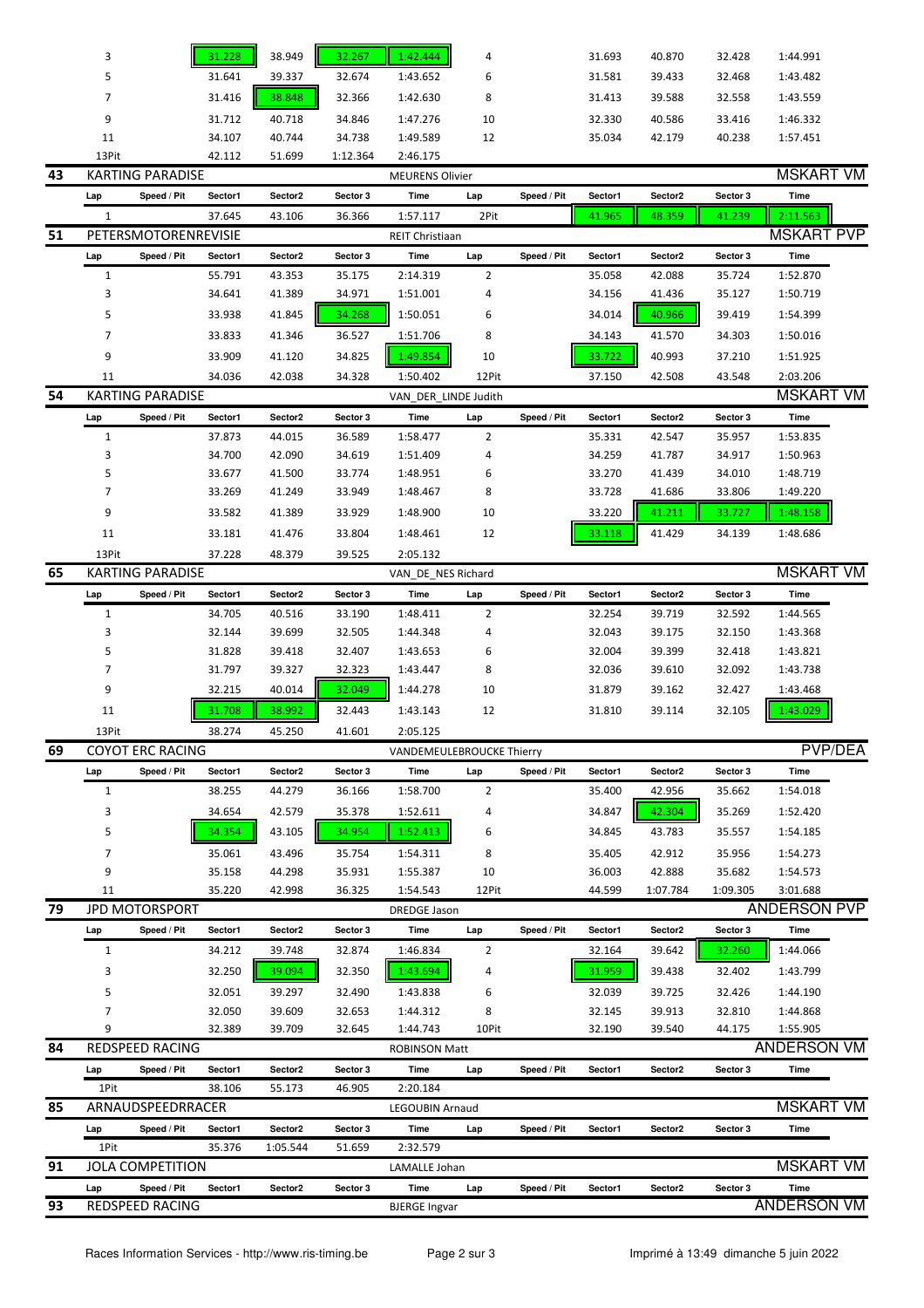| Lap | Speed / Pit | Sector1 | Sector2 | Sector 3 | Time | Lap | Speed / Pit | Sector1 | Sector2 | Sector 3 | Time |
|---|---|---|---|---|---|---|---|---|---|---|---|
| 3 | | 31.228 | 38.949 | 32.267 | 1:42.444 | 4 | | 31.693 | 40.870 | 32.428 | 1:44.991 |
| 5 | | 31.641 | 39.337 | 32.674 | 1:43.652 | 6 | | 31.581 | 39.433 | 32.468 | 1:43.482 |
| 7 | | 31.416 | 38.848 | 32.366 | 1:42.630 | 8 | | 31.413 | 39.588 | 32.558 | 1:43.559 |
| 9 | | 31.712 | 40.718 | 34.846 | 1:47.276 | 10 | | 32.330 | 40.586 | 33.416 | 1:46.332 |
| 11 | | 34.107 | 40.744 | 34.738 | 1:49.589 | 12 | | 35.034 | 42.179 | 40.238 | 1:57.451 |
| 13Pit | | 42.112 | 51.699 | 1:12.364 | 2:46.175 | | | | | | |

## 43 KARTING PARADISE — MEURENS Olivier — MSKART VM

| Lap | Speed / Pit | Sector1 | Sector2 | Sector 3 | Time | Lap | Speed / Pit | Sector1 | Sector2 | Sector 3 | Time |
|---|---|---|---|---|---|---|---|---|---|---|---|
| 1 | | 37.645 | 43.106 | 36.366 | 1:57.117 | 2Pit | | 41.965 | 48.359 | 41.239 | 2:11.563 |

## 51 PETERSMOTORENREVISIE — REIT Christiaan — MSKART PVP

| Lap | Speed / Pit | Sector1 | Sector2 | Sector 3 | Time | Lap | Speed / Pit | Sector1 | Sector2 | Sector 3 | Time |
|---|---|---|---|---|---|---|---|---|---|---|---|
| 1 | | 55.791 | 43.353 | 35.175 | 2:14.319 | 2 | | 35.058 | 42.088 | 35.724 | 1:52.870 |
| 3 | | 34.641 | 41.389 | 34.971 | 1:51.001 | 4 | | 34.156 | 41.436 | 35.127 | 1:50.719 |
| 5 | | 33.938 | 41.845 | 34.268 | 1:50.051 | 6 | | 34.014 | 40.966 | 39.419 | 1:54.399 |
| 7 | | 33.833 | 41.346 | 36.527 | 1:51.706 | 8 | | 34.143 | 41.570 | 34.303 | 1:50.016 |
| 9 | | 33.909 | 41.120 | 34.825 | 1:49.854 | 10 | | 33.722 | 40.993 | 37.210 | 1:51.925 |
| 11 | | 34.036 | 42.038 | 34.328 | 1:50.402 | 12Pit | | 37.150 | 42.508 | 43.548 | 2:03.206 |

## 54 KARTING PARADISE — VAN_DER_LINDE Judith — MSKART VM

| Lap | Speed / Pit | Sector1 | Sector2 | Sector 3 | Time | Lap | Speed / Pit | Sector1 | Sector2 | Sector 3 | Time |
|---|---|---|---|---|---|---|---|---|---|---|---|
| 1 | | 37.873 | 44.015 | 36.589 | 1:58.477 | 2 | | 35.331 | 42.547 | 35.957 | 1:53.835 |
| 3 | | 34.700 | 42.090 | 34.619 | 1:51.409 | 4 | | 34.259 | 41.787 | 34.917 | 1:50.963 |
| 5 | | 33.677 | 41.500 | 33.774 | 1:48.951 | 6 | | 33.270 | 41.439 | 34.010 | 1:48.719 |
| 7 | | 33.269 | 41.249 | 33.949 | 1:48.467 | 8 | | 33.728 | 41.686 | 33.806 | 1:49.220 |
| 9 | | 33.582 | 41.389 | 33.929 | 1:48.900 | 10 | | 33.220 | 41.211 | 33.727 | 1:48.158 |
| 11 | | 33.181 | 41.476 | 33.804 | 1:48.461 | 12 | | 33.118 | 41.429 | 34.139 | 1:48.686 |
| 13Pit | | 37.228 | 48.379 | 39.525 | 2:05.132 | | | | | | |

## 65 KARTING PARADISE — VAN_DE_NES Richard — MSKART VM

| Lap | Speed / Pit | Sector1 | Sector2 | Sector 3 | Time | Lap | Speed / Pit | Sector1 | Sector2 | Sector 3 | Time |
|---|---|---|---|---|---|---|---|---|---|---|---|
| 1 | | 34.705 | 40.516 | 33.190 | 1:48.411 | 2 | | 32.254 | 39.719 | 32.592 | 1:44.565 |
| 3 | | 32.144 | 39.699 | 32.505 | 1:44.348 | 4 | | 32.043 | 39.175 | 32.150 | 1:43.368 |
| 5 | | 31.828 | 39.418 | 32.407 | 1:43.653 | 6 | | 32.004 | 39.399 | 32.418 | 1:43.821 |
| 7 | | 31.797 | 39.327 | 32.323 | 1:43.447 | 8 | | 32.036 | 39.610 | 32.092 | 1:43.738 |
| 9 | | 32.215 | 40.014 | 32.049 | 1:44.278 | 10 | | 31.879 | 39.162 | 32.427 | 1:43.468 |
| 11 | | 31.708 | 38.992 | 32.443 | 1:43.143 | 12 | | 31.810 | 39.114 | 32.105 | 1:43.029 |
| 13Pit | | 38.274 | 45.250 | 41.601 | 2:05.125 | | | | | | |

## 69 COYOT ERC RACING — VANDEMEULEBROUCKE Thierry — PVP/DEA

| Lap | Speed / Pit | Sector1 | Sector2 | Sector 3 | Time | Lap | Speed / Pit | Sector1 | Sector2 | Sector 3 | Time |
|---|---|---|---|---|---|---|---|---|---|---|---|
| 1 | | 38.255 | 44.279 | 36.166 | 1:58.700 | 2 | | 35.400 | 42.956 | 35.662 | 1:54.018 |
| 3 | | 34.654 | 42.579 | 35.378 | 1:52.611 | 4 | | 34.847 | 42.304 | 35.269 | 1:52.420 |
| 5 | | 34.354 | 43.105 | 34.954 | 1:52.413 | 6 | | 34.845 | 43.783 | 35.557 | 1:54.185 |
| 7 | | 35.061 | 43.496 | 35.754 | 1:54.311 | 8 | | 35.405 | 42.912 | 35.956 | 1:54.273 |
| 9 | | 35.158 | 44.298 | 35.931 | 1:55.387 | 10 | | 36.003 | 42.888 | 35.682 | 1:54.573 |
| 11 | | 35.220 | 42.998 | 36.325 | 1:54.543 | 12Pit | | 44.599 | 1:07.784 | 1:09.305 | 3:01.688 |

## 79 JPD MOTORSPORT — DREDGE Jason — ANDERSON PVP

| Lap | Speed / Pit | Sector1 | Sector2 | Sector 3 | Time | Lap | Speed / Pit | Sector1 | Sector2 | Sector 3 | Time |
|---|---|---|---|---|---|---|---|---|---|---|---|
| 1 | | 34.212 | 39.748 | 32.874 | 1:46.834 | 2 | | 32.164 | 39.642 | 32.260 | 1:44.066 |
| 3 | | 32.250 | 39.094 | 32.350 | 1:43.694 | 4 | | 31.959 | 39.438 | 32.402 | 1:43.799 |
| 5 | | 32.051 | 39.297 | 32.490 | 1:43.838 | 6 | | 32.039 | 39.725 | 32.426 | 1:44.190 |
| 7 | | 32.050 | 39.609 | 32.653 | 1:44.312 | 8 | | 32.145 | 39.913 | 32.810 | 1:44.868 |
| 9 | | 32.389 | 39.709 | 32.645 | 1:44.743 | 10Pit | | 32.190 | 39.540 | 44.175 | 1:55.905 |

## 84 REDSPEED RACING — ROBINSON Matt — ANDERSON VM

| Lap | Speed / Pit | Sector1 | Sector2 | Sector 3 | Time | Lap | Speed / Pit | Sector1 | Sector2 | Sector 3 | Time |
|---|---|---|---|---|---|---|---|---|---|---|---|
| 1Pit | | 38.106 | 55.173 | 46.905 | 2:20.184 | | | | | | |

## 85 ARNAUDSPEEDRRACER — LEGOUBIN Arnaud — MSKART VM

| Lap | Speed / Pit | Sector1 | Sector2 | Sector 3 | Time | Lap | Speed / Pit | Sector1 | Sector2 | Sector 3 | Time |
|---|---|---|---|---|---|---|---|---|---|---|---|
| 1Pit | | 35.376 | 1:05.544 | 51.659 | 2:32.579 | | | | | | |

## 91 JOLA COMPETITION — LAMALLE Johan — MSKART VM

| Lap | Speed / Pit | Sector1 | Sector2 | Sector 3 | Time | Lap | Speed / Pit | Sector1 | Sector2 | Sector 3 | Time |
|---|---|---|---|---|---|---|---|---|---|---|---|

## 93 REDSPEED RACING — BJERGE Ingvar — ANDERSON VM

Races Information Services - http://www.ris-timing.be — Imprimé à 13:49 dimanche 5 juin 2022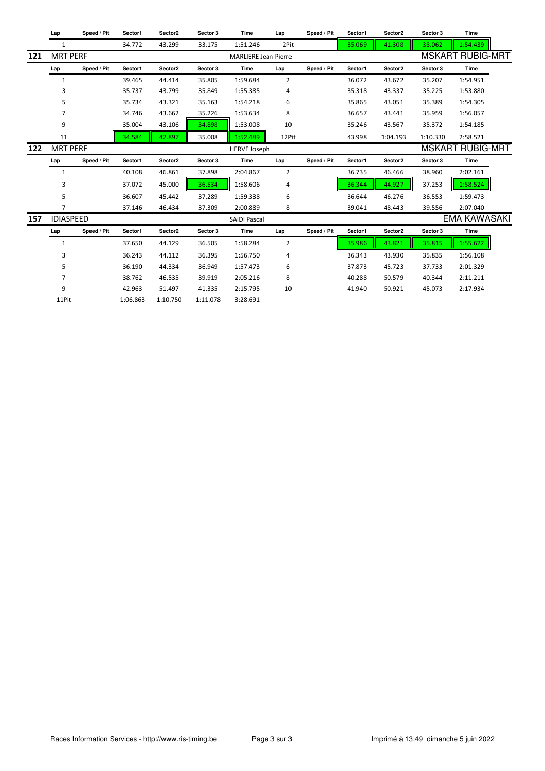| Lap | Speed / Pit | Sector1 | Sector2 | Sector 3 | Time | Lap | Speed / Pit | Sector1 | Sector2 | Sector 3 | Time |
|---|---|---|---|---|---|---|---|---|---|---|---|
| 1 | | 34.772 | 43.299 | 33.175 | 1:51.246 | 2Pit | | 35.069 | 41.308 | 38.062 | 1:54.439 |

## 121 MRT PERF — MARLIERE Jean Pierre — MSKART RUBIG-MRT

| Lap | Speed / Pit | Sector1 | Sector2 | Sector 3 | Time | Lap | Speed / Pit | Sector1 | Sector2 | Sector 3 | Time |
|---|---|---|---|---|---|---|---|---|---|---|---|
| 1 | | 39.465 | 44.414 | 35.805 | 1:59.684 | 2 | | 36.072 | 43.672 | 35.207 | 1:54.951 |
| 3 | | 35.737 | 43.799 | 35.849 | 1:55.385 | 4 | | 35.318 | 43.337 | 35.225 | 1:53.880 |
| 5 | | 35.734 | 43.321 | 35.163 | 1:54.218 | 6 | | 35.865 | 43.051 | 35.389 | 1:54.305 |
| 7 | | 34.746 | 43.662 | 35.226 | 1:53.634 | 8 | | 36.657 | 43.441 | 35.959 | 1:56.057 |
| 9 | | 35.004 | 43.106 | 34.898 | 1:53.008 | 10 | | 35.246 | 43.567 | 35.372 | 1:54.185 |
| 11 | | 34.584 | 42.897 | 35.008 | 1:52.489 | 12Pit | | 43.998 | 1:04.193 | 1:10.330 | 2:58.521 |

## 122 MRT PERF — HERVE Joseph — MSKART RUBIG-MRT

| Lap | Speed / Pit | Sector1 | Sector2 | Sector 3 | Time | Lap | Speed / Pit | Sector1 | Sector2 | Sector 3 | Time |
|---|---|---|---|---|---|---|---|---|---|---|---|
| 1 | | 40.108 | 46.861 | 37.898 | 2:04.867 | 2 | | 36.735 | 46.466 | 38.960 | 2:02.161 |
| 3 | | 37.072 | 45.000 | 36.534 | 1:58.606 | 4 | | 36.344 | 44.927 | 37.253 | 1:58.524 |
| 5 | | 36.607 | 45.442 | 37.289 | 1:59.338 | 6 | | 36.644 | 46.276 | 36.553 | 1:59.473 |
| 7 | | 37.146 | 46.434 | 37.309 | 2:00.889 | 8 | | 39.041 | 48.443 | 39.556 | 2:07.040 |

## 157 IDIASPEED — SAIDI Pascal — EMA KAWASAKI

| Lap | Speed / Pit | Sector1 | Sector2 | Sector 3 | Time | Lap | Speed / Pit | Sector1 | Sector2 | Sector 3 | Time |
|---|---|---|---|---|---|---|---|---|---|---|---|
| 1 | | 37.650 | 44.129 | 36.505 | 1:58.284 | 2 | | 35.986 | 43.821 | 35.815 | 1:55.622 |
| 3 | | 36.243 | 44.112 | 36.395 | 1:56.750 | 4 | | 36.343 | 43.930 | 35.835 | 1:56.108 |
| 5 | | 36.190 | 44.334 | 36.949 | 1:57.473 | 6 | | 37.873 | 45.723 | 37.733 | 2:01.329 |
| 7 | | 38.762 | 46.535 | 39.919 | 2:05.216 | 8 | | 40.288 | 50.579 | 40.344 | 2:11.211 |
| 9 | | 42.963 | 51.497 | 41.335 | 2:15.795 | 10 | | 41.940 | 50.921 | 45.073 | 2:17.934 |
| 11Pit | | 1:06.863 | 1:10.750 | 1:11.078 | 3:28.691 | | | | | | |

Races Information Services - http://www.ris-timing.be

Imprimé à 13:49 dimanche 5 juin 2022